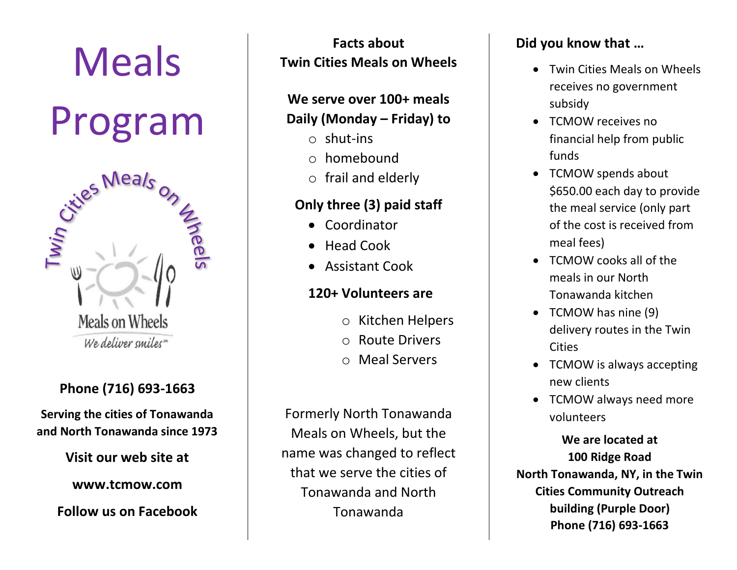# Meals Program

Twin Cities Meals on Wheels

Meals on Wheels

*We deliver smiles*℠

**Phone (716) 693-1663**

**Serving the cities of Tonawanda and North Tonawanda since 1973**

**Visit our web site at**

**www.tcmow.com**

**Follow us on Facebook**

## Facts about Twin Cities Meals on Wheels

**We serve over 100+ meals Daily (Monday – Friday) to**

- shut-ins
- homebound
- frail and elderly

**Only three (3) paid staff**

- Coordinator
- Head Cook
- Assistant Cook

**120+ Volunteers are**

- Kitchen Helpers
- Route Drivers
- Meal Servers

Formerly North Tonawanda Meals on Wheels, but the name was changed to reflect that we serve the cities of Tonawanda and North Tonawanda

## Did you know that …

- Twin Cities Meals on Wheels receives no government subsidy
- TCMOW receives no financial help from public funds
- TCMOW spends about $650.00 each day to provide the meal service (only part of the cost is received from meal fees)
- TCMOW cooks all of the meals in our North Tonawanda kitchen
- TCMOW has nine (9) delivery routes in the Twin Cities
- TCMOW is always accepting new clients
- TCMOW always need more volunteers

**We are located at**
**100 Ridge Road**
**North Tonawanda, NY, in the Twin Cities Community Outreach building (Purple Door)**
**Phone (716) 693-1663**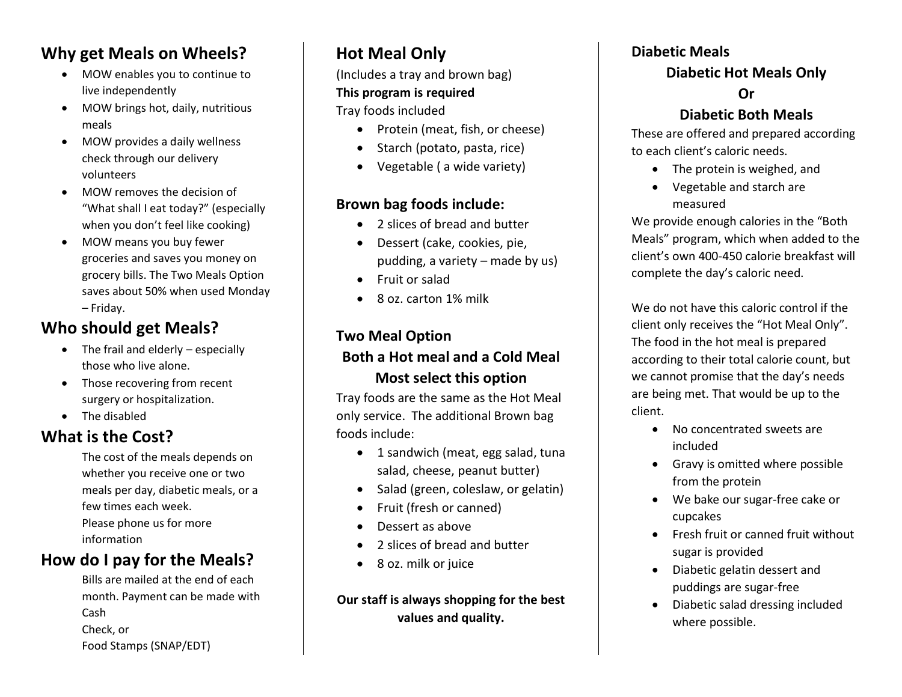## Why get Meals on Wheels?

- MOW enables you to continue to live independently
- MOW brings hot, daily, nutritious meals
- MOW provides a daily wellness check through our delivery volunteers
- MOW removes the decision of "What shall I eat today?" (especially when you don't feel like cooking)
- MOW means you buy fewer groceries and saves you money on grocery bills. The Two Meals Option saves about 50% when used Monday – Friday.

## Who should get Meals?

- The frail and elderly – especially those who live alone.
- Those recovering from recent surgery or hospitalization.
- The disabled

## What is the Cost?

The cost of the meals depends on whether you receive one or two meals per day, diabetic meals, or a few times each week.
Please phone us for more information

## How do I pay for the Meals?

Bills are mailed at the end of each month. Payment can be made with
Cash
Check, or
Food Stamps (SNAP/EDT)

## Hot Meal Only

(Includes a tray and brown bag)
**This program is required**
Tray foods included

- Protein (meat, fish, or cheese)
- Starch (potato, pasta, rice)
- Vegetable ( a wide variety)

### Brown bag foods include:

- 2 slices of bread and butter
- Dessert (cake, cookies, pie, pudding, a variety – made by us)
- Fruit or salad
- 8 oz. carton 1% milk

### Two Meal Option

### Both a Hot meal and a Cold Meal

### Most select this option

Tray foods are the same as the Hot Meal only service. The additional Brown bag foods include:

- 1 sandwich (meat, egg salad, tuna salad, cheese, peanut butter)
- Salad (green, coleslaw, or gelatin)
- Fruit (fresh or canned)
- Dessert as above
- 2 slices of bread and butter
- 8 oz. milk or juice

**Our staff is always shopping for the best values and quality.**

### Diabetic Meals

### Diabetic Hot Meals Only

### Or

### Diabetic Both Meals

These are offered and prepared according to each client's caloric needs.

- The protein is weighed, and
- Vegetable and starch are measured

We provide enough calories in the "Both Meals" program, which when added to the client's own 400-450 calorie breakfast will complete the day's caloric need.

We do not have this caloric control if the client only receives the "Hot Meal Only". The food in the hot meal is prepared according to their total calorie count, but we cannot promise that the day's needs are being met. That would be up to the client.

- No concentrated sweets are included
- Gravy is omitted where possible from the protein
- We bake our sugar-free cake or cupcakes
- Fresh fruit or canned fruit without sugar is provided
- Diabetic gelatin dessert and puddings are sugar-free
- Diabetic salad dressing included where possible.